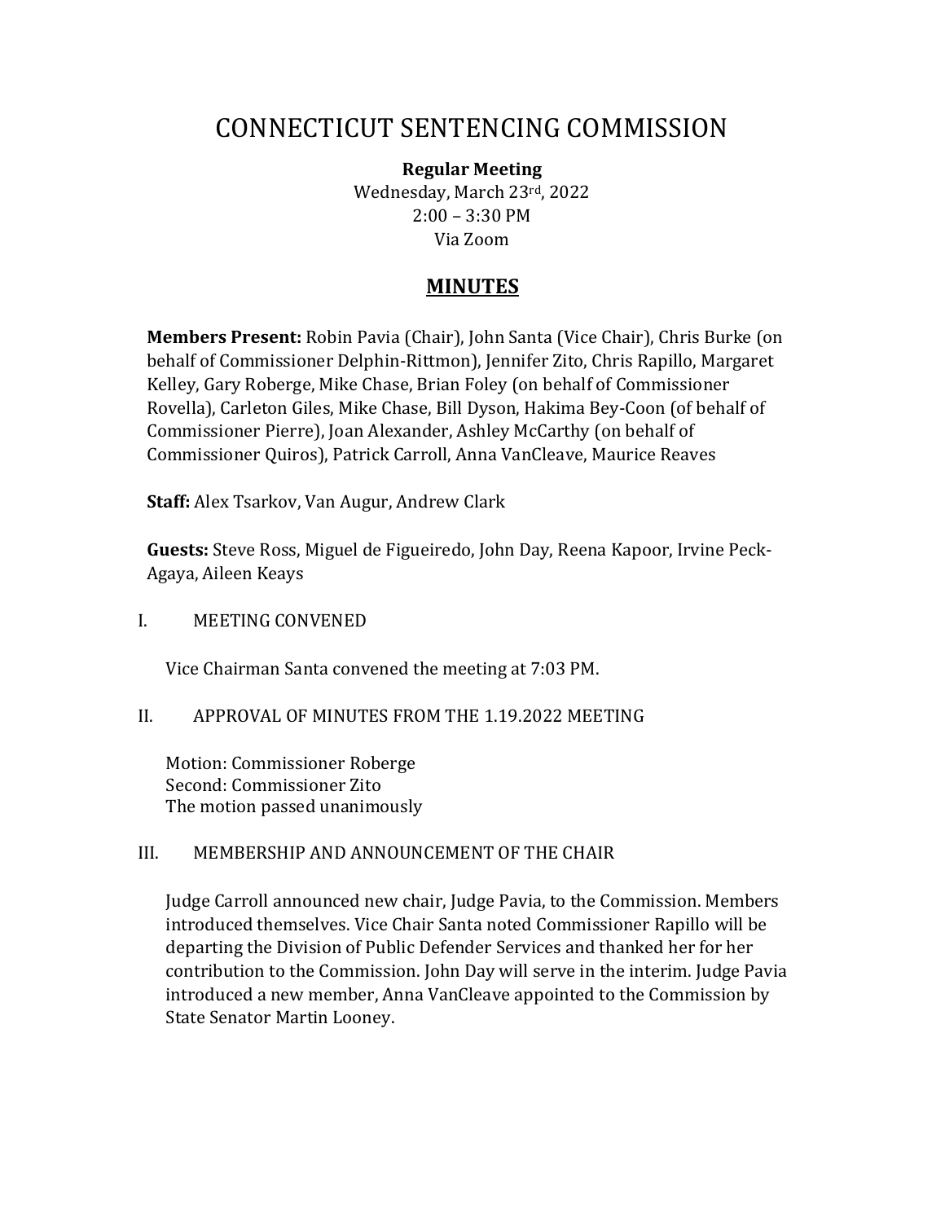# CONNECTICUT SENTENCING COMMISSION

**Regular Meeting**
Wednesday, March 23rd, 2022
2:00 – 3:30 PM
Via Zoom

## MINUTES

**Members Present:** Robin Pavia (Chair), John Santa (Vice Chair), Chris Burke (on behalf of Commissioner Delphin-Rittmon), Jennifer Zito, Chris Rapillo, Margaret Kelley, Gary Roberge, Mike Chase, Brian Foley (on behalf of Commissioner Rovella), Carleton Giles, Mike Chase, Bill Dyson, Hakima Bey-Coon (of behalf of Commissioner Pierre), Joan Alexander, Ashley McCarthy (on behalf of Commissioner Quiros), Patrick Carroll, Anna VanCleave, Maurice Reaves

**Staff:** Alex Tsarkov, Van Augur, Andrew Clark

**Guests:** Steve Ross, Miguel de Figueiredo, John Day, Reena Kapoor, Irvine Peck-Agaya, Aileen Keays

I. MEETING CONVENED

Vice Chairman Santa convened the meeting at 7:03 PM.

II. APPROVAL OF MINUTES FROM THE 1.19.2022 MEETING

Motion: Commissioner Roberge
Second: Commissioner Zito
The motion passed unanimously

III. MEMBERSHIP AND ANNOUNCEMENT OF THE CHAIR

Judge Carroll announced new chair, Judge Pavia, to the Commission. Members introduced themselves. Vice Chair Santa noted Commissioner Rapillo will be departing the Division of Public Defender Services and thanked her for her contribution to the Commission. John Day will serve in the interim. Judge Pavia introduced a new member, Anna VanCleave appointed to the Commission by State Senator Martin Looney.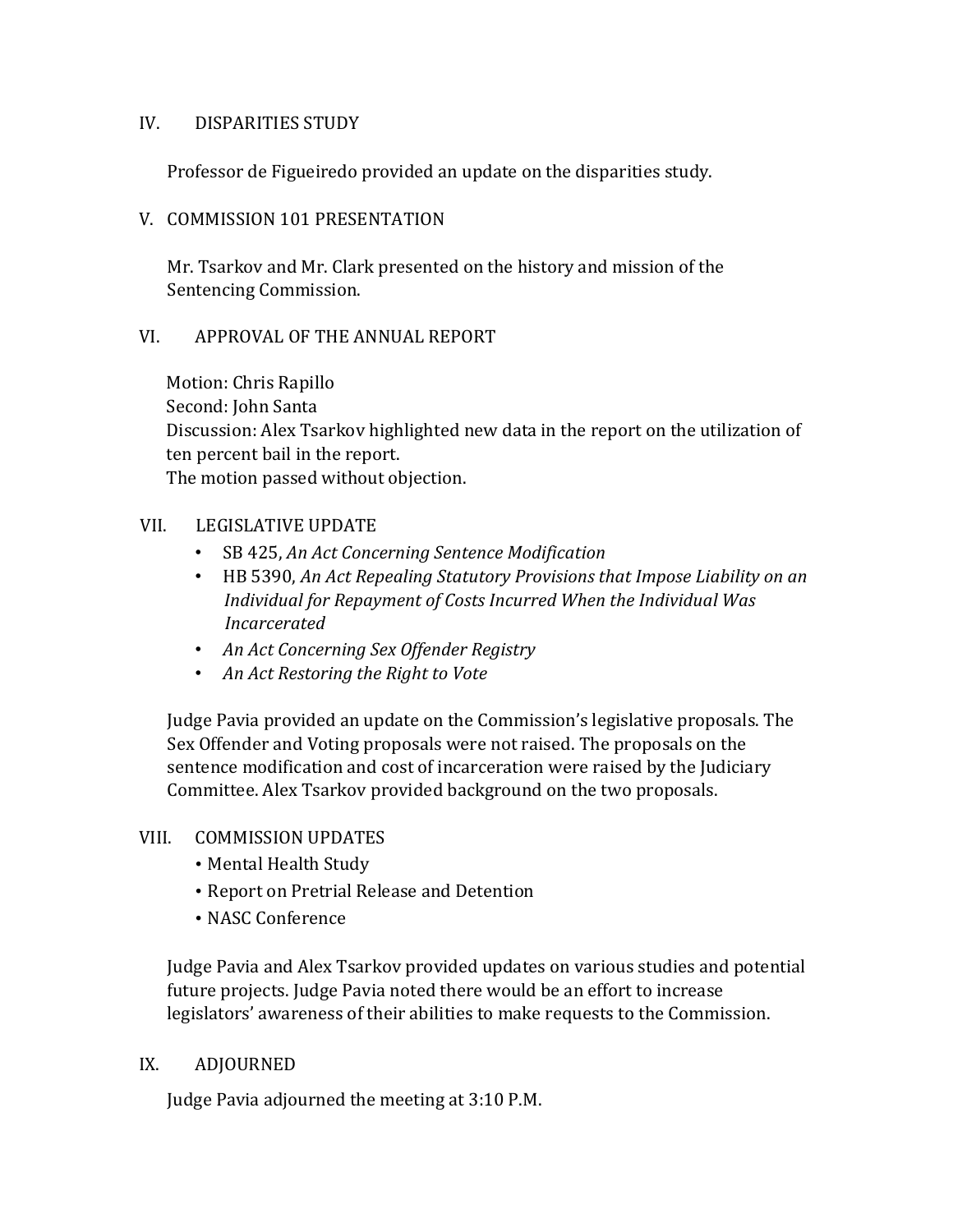## IV. DISPARITIES STUDY

Professor de Figueiredo provided an update on the disparities study.

## V. COMMISSION 101 PRESENTATION

Mr. Tsarkov and Mr. Clark presented on the history and mission of the Sentencing Commission.

## VI. APPROVAL OF THE ANNUAL REPORT

Motion: Chris Rapillo
Second: John Santa
Discussion: Alex Tsarkov highlighted new data in the report on the utilization of ten percent bail in the report.
The motion passed without objection.

## VII. LEGISLATIVE UPDATE

- SB 425, *An Act Concerning Sentence Modification*
- HB 5390, *An Act Repealing Statutory Provisions that Impose Liability on an Individual for Repayment of Costs Incurred When the Individual Was Incarcerated*
- *An Act Concerning Sex Offender Registry*
- *An Act Restoring the Right to Vote*

Judge Pavia provided an update on the Commission's legislative proposals. The Sex Offender and Voting proposals were not raised. The proposals on the sentence modification and cost of incarceration were raised by the Judiciary Committee. Alex Tsarkov provided background on the two proposals.

## VIII. COMMISSION UPDATES

- Mental Health Study
- Report on Pretrial Release and Detention
- NASC Conference

Judge Pavia and Alex Tsarkov provided updates on various studies and potential future projects. Judge Pavia noted there would be an effort to increase legislators' awareness of their abilities to make requests to the Commission.

## IX. ADJOURNED

Judge Pavia adjourned the meeting at 3:10 P.M.